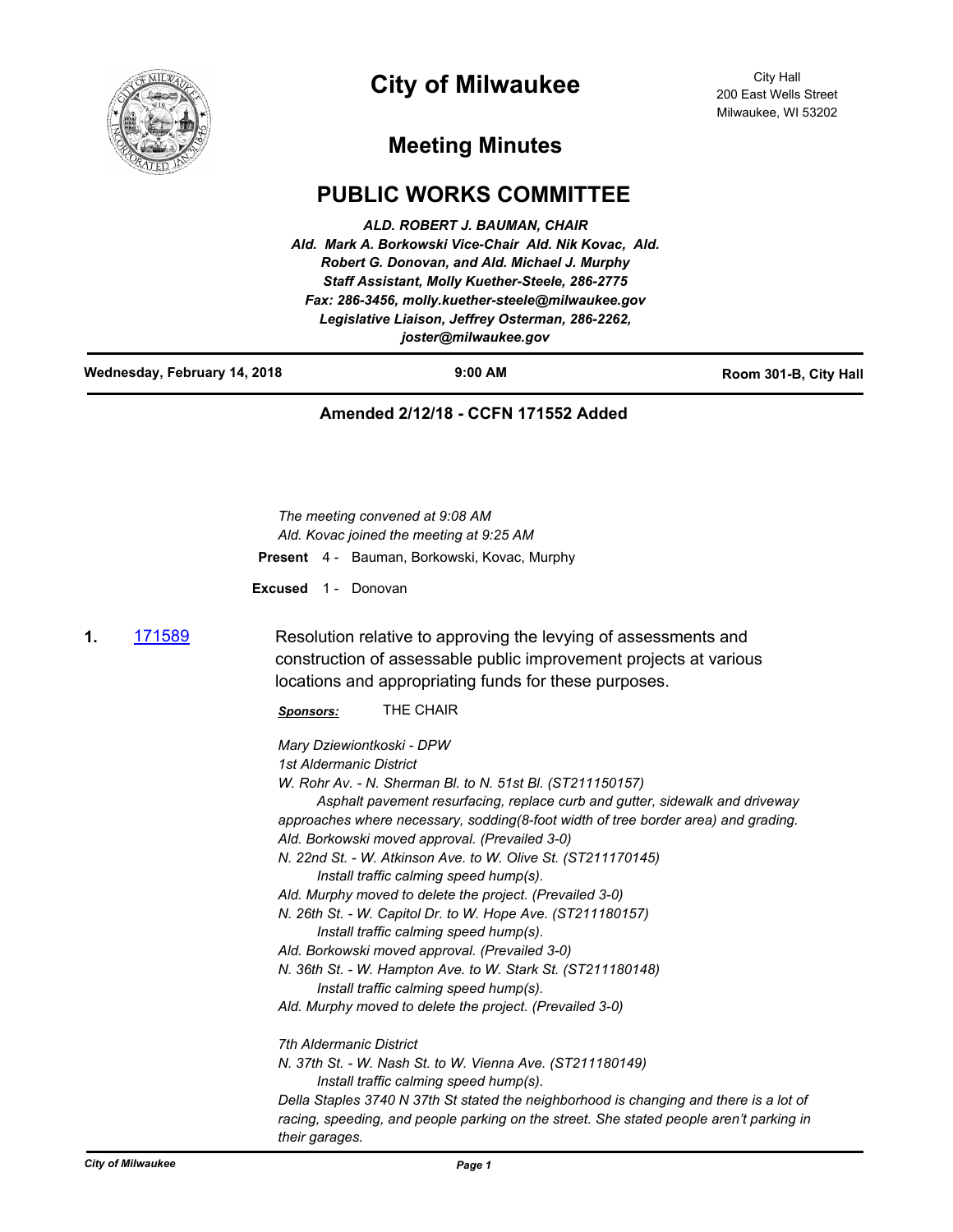# City of Milwaukee

City Hall
200 East Wells Street
Milwaukee, WI 53202

## Meeting Minutes

## PUBLIC WORKS COMMITTEE

*ALD. ROBERT J. BAUMAN, CHAIR*
*Ald. Mark A. Borkowski Vice-Chair Ald. Nik Kovac, Ald. Robert G. Donovan, and Ald. Michael J. Murphy*
*Staff Assistant, Molly Kuether-Steele, 286-2775*
*Fax: 286-3456, molly.kuether-steele@milwaukee.gov*
*Legislative Liaison, Jeffrey Osterman, 286-2262, joster@milwaukee.gov*

**Wednesday, February 14, 2018** | **9:00 AM** | **Room 301-B, City Hall**

**Amended 2/12/18 - CCFN 171552 Added**

*The meeting convened at 9:08 AM*
*Ald. Kovac joined the meeting at 9:25 AM*

**Present** 4 - Bauman, Borkowski, Kovac, Murphy

**Excused** 1 - Donovan

**1.** 171589 Resolution relative to approving the levying of assessments and construction of assessable public improvement projects at various locations and appropriating funds for these purposes.

***Sponsors:*** THE CHAIR

*Mary Dziewiontkoski - DPW*
*1st Aldermanic District*
*W. Rohr Av. - N. Sherman Bl. to N. 51st Bl. (ST211150157)*
*Asphalt pavement resurfacing, replace curb and gutter, sidewalk and driveway approaches where necessary, sodding(8-foot width of tree border area) and grading.*
*Ald. Borkowski moved approval. (Prevailed 3-0)*
*N. 22nd St. - W. Atkinson Ave. to W. Olive St. (ST211170145)*
*Install traffic calming speed hump(s).*
*Ald. Murphy moved to delete the project. (Prevailed 3-0)*
*N. 26th St. - W. Capitol Dr. to W. Hope Ave. (ST211180157)*
*Install traffic calming speed hump(s).*
*Ald. Borkowski moved approval. (Prevailed 3-0)*
*N. 36th St. - W. Hampton Ave. to W. Stark St. (ST211180148)*
*Install traffic calming speed hump(s).*
*Ald. Murphy moved to delete the project. (Prevailed 3-0)*

*7th Aldermanic District*
*N. 37th St. - W. Nash St. to W. Vienna Ave. (ST211180149)*
*Install traffic calming speed hump(s).*
*Della Staples 3740 N 37th St stated the neighborhood is changing and there is a lot of racing, speeding, and people parking on the street. She stated people aren't parking in their garages.*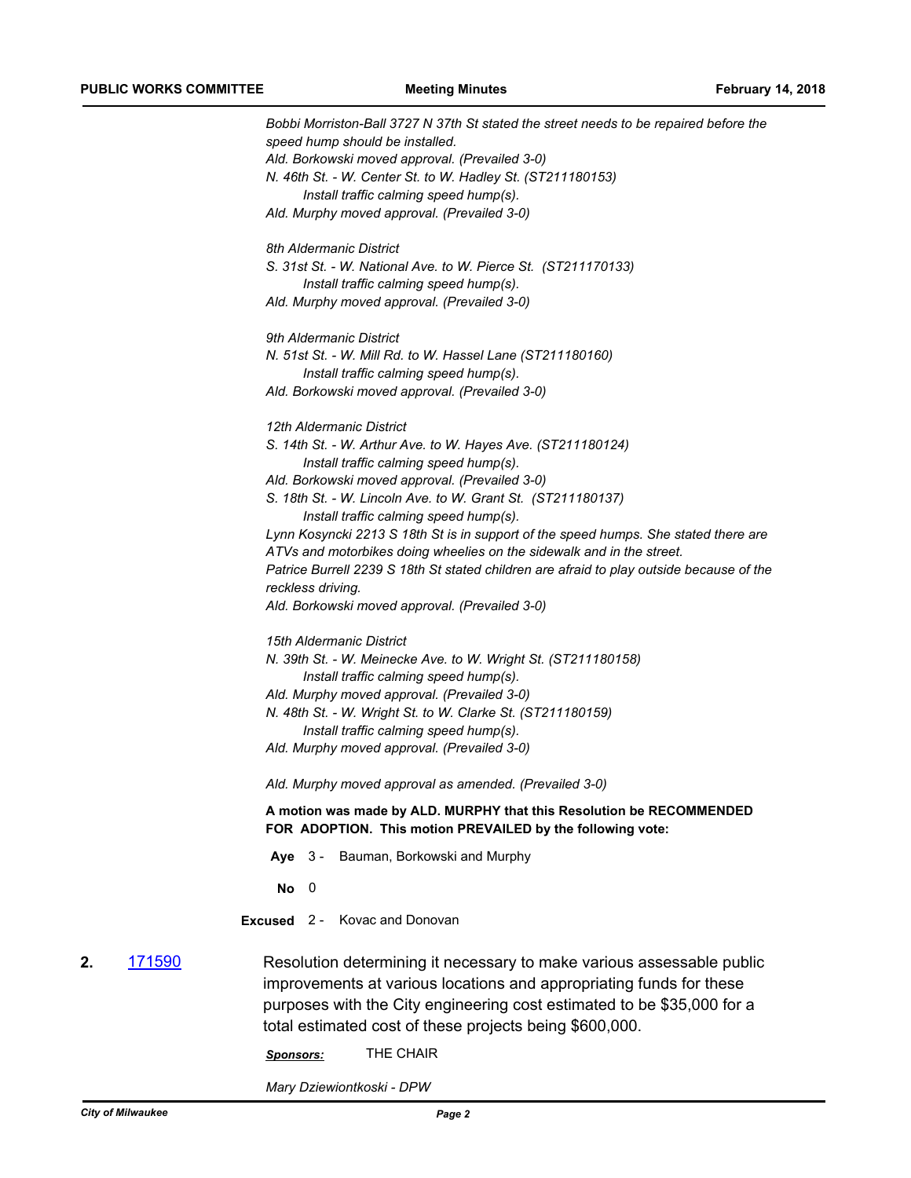*Bobbi Morriston-Ball 3727 N 37th St stated the street needs to be repaired before the speed hump should be installed.*
*Ald. Borkowski moved approval. (Prevailed 3-0)*
*N. 46th St. - W. Center St. to W. Hadley St. (ST211180153)*
*Install traffic calming speed hump(s).*
*Ald. Murphy moved approval. (Prevailed 3-0)*

*8th Aldermanic District*
*S. 31st St. - W. National Ave. to W. Pierce St. (ST211170133)*
*Install traffic calming speed hump(s).*
*Ald. Murphy moved approval. (Prevailed 3-0)*

*9th Aldermanic District*
*N. 51st St. - W. Mill Rd. to W. Hassel Lane (ST211180160)*
*Install traffic calming speed hump(s).*
*Ald. Borkowski moved approval. (Prevailed 3-0)*

*12th Aldermanic District*
*S. 14th St. - W. Arthur Ave. to W. Hayes Ave. (ST211180124)*
*Install traffic calming speed hump(s).*
*Ald. Borkowski moved approval. (Prevailed 3-0)*
*S. 18th St. - W. Lincoln Ave. to W. Grant St. (ST211180137)*
*Install traffic calming speed hump(s).*
*Lynn Kosyncki 2213 S 18th St is in support of the speed humps. She stated there are ATVs and motorbikes doing wheelies on the sidewalk and in the street.*
*Patrice Burrell 2239 S 18th St stated children are afraid to play outside because of the reckless driving.*
*Ald. Borkowski moved approval. (Prevailed 3-0)*

*15th Aldermanic District*
*N. 39th St. - W. Meinecke Ave. to W. Wright St. (ST211180158)*
*Install traffic calming speed hump(s).*
*Ald. Murphy moved approval. (Prevailed 3-0)*
*N. 48th St. - W. Wright St. to W. Clarke St. (ST211180159)*
*Install traffic calming speed hump(s).*
*Ald. Murphy moved approval. (Prevailed 3-0)*

*Ald. Murphy moved approval as amended. (Prevailed 3-0)*

**A motion was made by ALD. MURPHY that this Resolution be RECOMMENDED FOR ADOPTION. This motion PREVAILED by the following vote:**

**Aye** 3 - Bauman, Borkowski and Murphy

**No** 0

**Excused** 2 - Kovac and Donovan

**2.** 171590 Resolution determining it necessary to make various assessable public improvements at various locations and appropriating funds for these purposes with the City engineering cost estimated to be $35,000 for a total estimated cost of these projects being $600,000.

***Sponsors:*** THE CHAIR

*Mary Dziewiontkoski - DPW*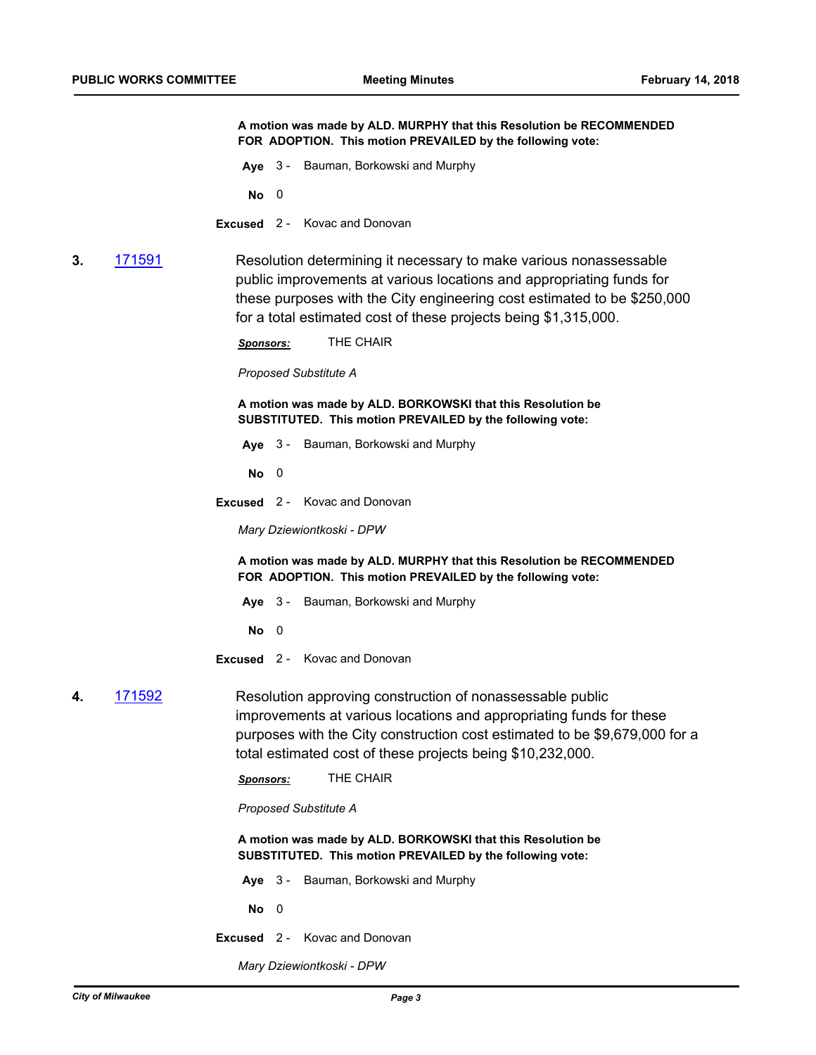**A motion was made by ALD. MURPHY that this Resolution be RECOMMENDED FOR ADOPTION. This motion PREVAILED by the following vote:**

**Aye** 3 - Bauman, Borkowski and Murphy

**No** 0

**Excused** 2 - Kovac and Donovan

**3.** 171591 Resolution determining it necessary to make various nonassessable public improvements at various locations and appropriating funds for these purposes with the City engineering cost estimated to be $250,000 for a total estimated cost of these projects being $1,315,000.

***Sponsors:*** THE CHAIR

*Proposed Substitute A*

**A motion was made by ALD. BORKOWSKI that this Resolution be SUBSTITUTED. This motion PREVAILED by the following vote:**

**Aye** 3 - Bauman, Borkowski and Murphy

**No** 0

**Excused** 2 - Kovac and Donovan

*Mary Dziewiontkoski - DPW*

**A motion was made by ALD. MURPHY that this Resolution be RECOMMENDED FOR ADOPTION. This motion PREVAILED by the following vote:**

**Aye** 3 - Bauman, Borkowski and Murphy

**No** 0

**Excused** 2 - Kovac and Donovan

**4.** 171592 Resolution approving construction of nonassessable public improvements at various locations and appropriating funds for these purposes with the City construction cost estimated to be $9,679,000 for a total estimated cost of these projects being $10,232,000.

***Sponsors:*** THE CHAIR

*Proposed Substitute A*

**A motion was made by ALD. BORKOWSKI that this Resolution be SUBSTITUTED. This motion PREVAILED by the following vote:**

**Aye** 3 - Bauman, Borkowski and Murphy

**No** 0

**Excused** 2 - Kovac and Donovan

*Mary Dziewiontkoski - DPW*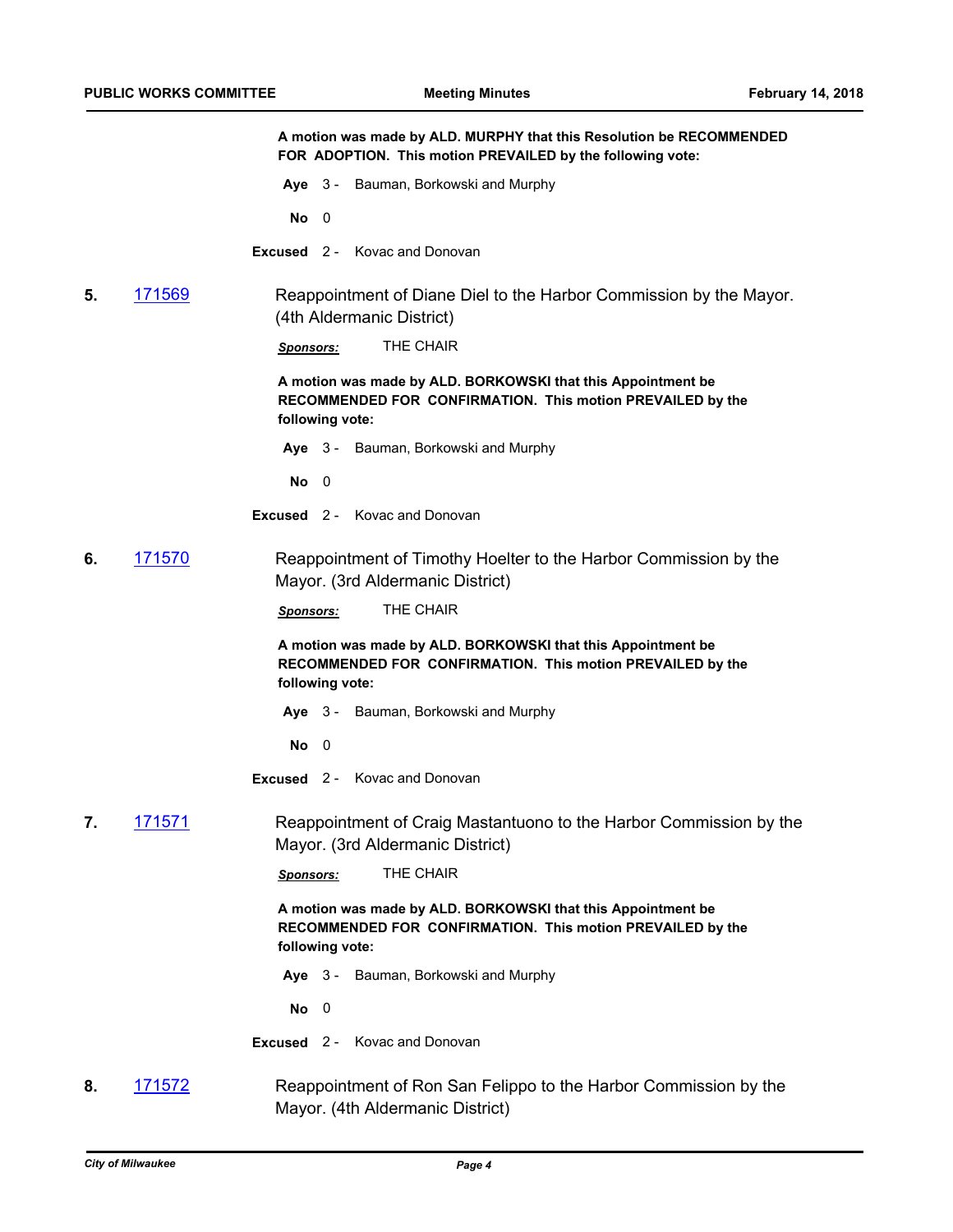**A motion was made by ALD. MURPHY that this Resolution be RECOMMENDED FOR ADOPTION. This motion PREVAILED by the following vote:**

**Aye** 3 - Bauman, Borkowski and Murphy

**No** 0

**Excused** 2 - Kovac and Donovan

**5.** [171569](171569) Reappointment of Diane Diel to the Harbor Commission by the Mayor. (4th Aldermanic District)

***Sponsors:*** THE CHAIR

**A motion was made by ALD. BORKOWSKI that this Appointment be RECOMMENDED FOR CONFIRMATION. This motion PREVAILED by the following vote:**

**Aye** 3 - Bauman, Borkowski and Murphy

**No** 0

**Excused** 2 - Kovac and Donovan

**6.** [171570](171570) Reappointment of Timothy Hoelter to the Harbor Commission by the Mayor. (3rd Aldermanic District)

***Sponsors:*** THE CHAIR

**A motion was made by ALD. BORKOWSKI that this Appointment be RECOMMENDED FOR CONFIRMATION. This motion PREVAILED by the following vote:**

**Aye** 3 - Bauman, Borkowski and Murphy

**No** 0

**Excused** 2 - Kovac and Donovan

**7.** [171571](171571) Reappointment of Craig Mastantuono to the Harbor Commission by the Mayor. (3rd Aldermanic District)

***Sponsors:*** THE CHAIR

**A motion was made by ALD. BORKOWSKI that this Appointment be RECOMMENDED FOR CONFIRMATION. This motion PREVAILED by the following vote:**

**Aye** 3 - Bauman, Borkowski and Murphy

**No** 0

**Excused** 2 - Kovac and Donovan

**8.** [171572](171572) Reappointment of Ron San Felippo to the Harbor Commission by the Mayor. (4th Aldermanic District)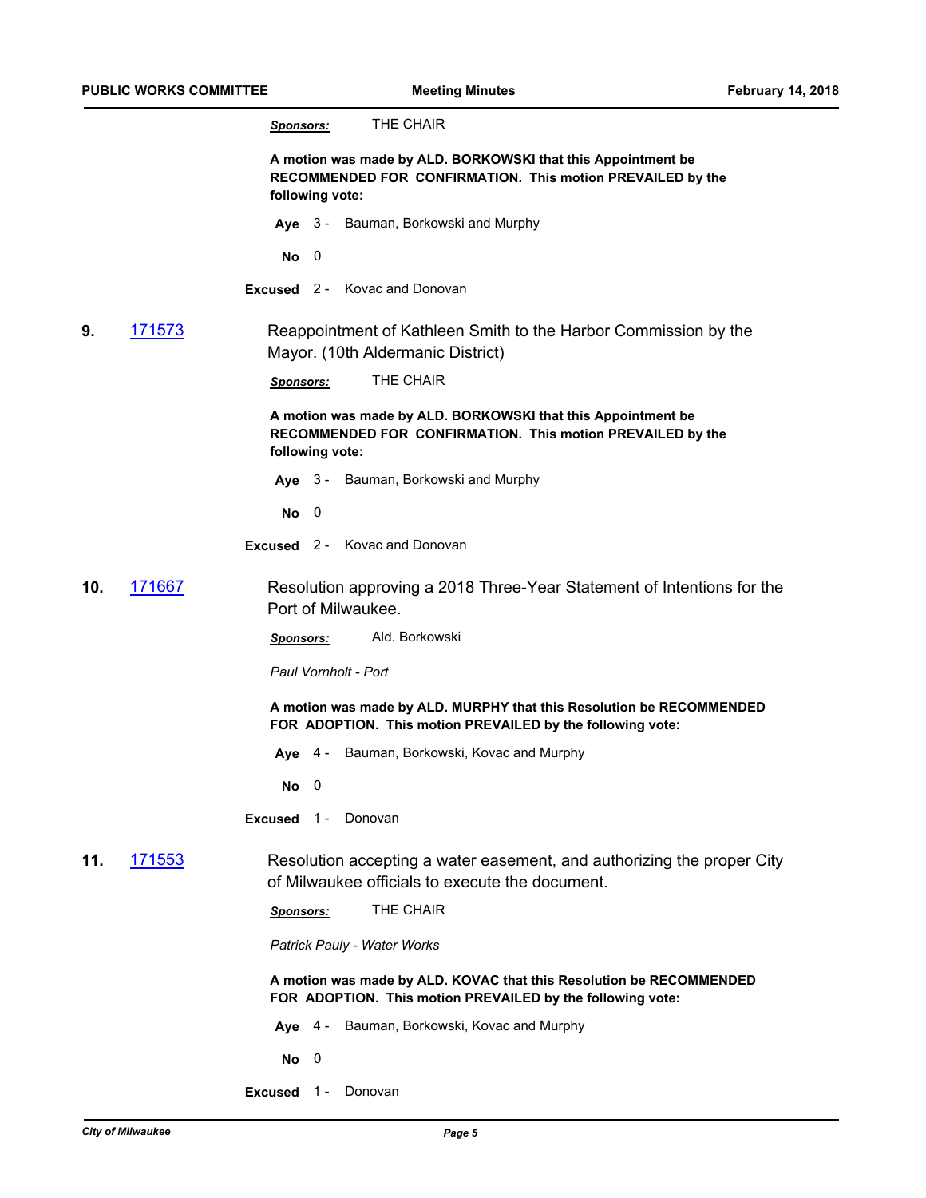***Sponsors:*** THE CHAIR

**A motion was made by ALD. BORKOWSKI that this Appointment be RECOMMENDED FOR CONFIRMATION. This motion PREVAILED by the following vote:**

**Aye** 3 - Bauman, Borkowski and Murphy

**No** 0

**Excused** 2 - Kovac and Donovan

**9.** [171573](171573) Reappointment of Kathleen Smith to the Harbor Commission by the Mayor. (10th Aldermanic District)

***Sponsors:*** THE CHAIR

**A motion was made by ALD. BORKOWSKI that this Appointment be RECOMMENDED FOR CONFIRMATION. This motion PREVAILED by the following vote:**

**Aye** 3 - Bauman, Borkowski and Murphy

**No** 0

**Excused** 2 - Kovac and Donovan

**10.** [171667](171667) Resolution approving a 2018 Three-Year Statement of Intentions for the Port of Milwaukee.

***Sponsors:*** Ald. Borkowski

*Paul Vornholt - Port*

**A motion was made by ALD. MURPHY that this Resolution be RECOMMENDED FOR ADOPTION. This motion PREVAILED by the following vote:**

**Aye** 4 - Bauman, Borkowski, Kovac and Murphy

**No** 0

**Excused** 1 - Donovan

**11.** [171553](171553) Resolution accepting a water easement, and authorizing the proper City of Milwaukee officials to execute the document.

***Sponsors:*** THE CHAIR

*Patrick Pauly - Water Works*

**A motion was made by ALD. KOVAC that this Resolution be RECOMMENDED FOR ADOPTION. This motion PREVAILED by the following vote:**

**Aye** 4 - Bauman, Borkowski, Kovac and Murphy

**No** 0

**Excused** 1 - Donovan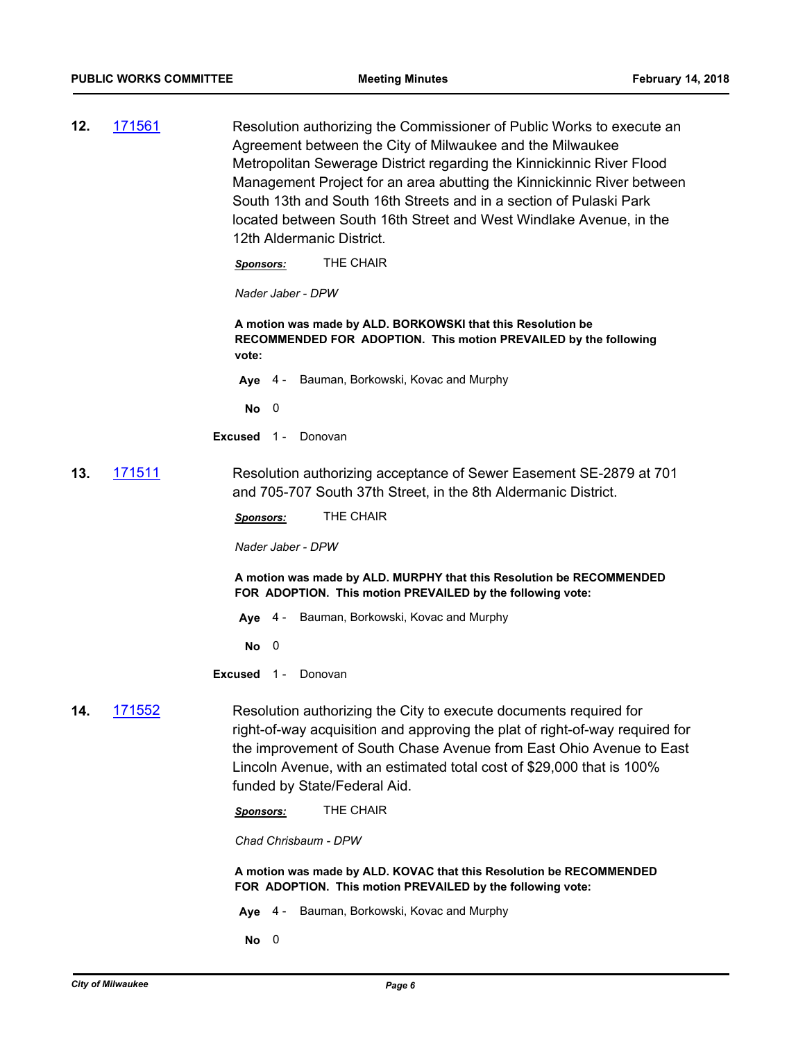**12.** 171561

Resolution authorizing the Commissioner of Public Works to execute an Agreement between the City of Milwaukee and the Milwaukee Metropolitan Sewerage District regarding the Kinnickinnic River Flood Management Project for an area abutting the Kinnickinnic River between South 13th and South 16th Streets and in a section of Pulaski Park located between South 16th Street and West Windlake Avenue, in the 12th Aldermanic District.

***Sponsors:*** THE CHAIR

*Nader Jaber - DPW*

**A motion was made by ALD. BORKOWSKI that this Resolution be RECOMMENDED FOR ADOPTION. This motion PREVAILED by the following vote:**

**Aye** 4 - Bauman, Borkowski, Kovac and Murphy

**No** 0

**Excused** 1 - Donovan

**13.** 171511

Resolution authorizing acceptance of Sewer Easement SE-2879 at 701 and 705-707 South 37th Street, in the 8th Aldermanic District.

***Sponsors:*** THE CHAIR

*Nader Jaber - DPW*

**A motion was made by ALD. MURPHY that this Resolution be RECOMMENDED FOR ADOPTION. This motion PREVAILED by the following vote:**

**Aye** 4 - Bauman, Borkowski, Kovac and Murphy

**No** 0

**Excused** 1 - Donovan

**14.** 171552

Resolution authorizing the City to execute documents required for right-of-way acquisition and approving the plat of right-of-way required for the improvement of South Chase Avenue from East Ohio Avenue to East Lincoln Avenue, with an estimated total cost of $29,000 that is 100% funded by State/Federal Aid.

***Sponsors:*** THE CHAIR

*Chad Chrisbaum - DPW*

**A motion was made by ALD. KOVAC that this Resolution be RECOMMENDED FOR ADOPTION. This motion PREVAILED by the following vote:**

**Aye** 4 - Bauman, Borkowski, Kovac and Murphy

**No** 0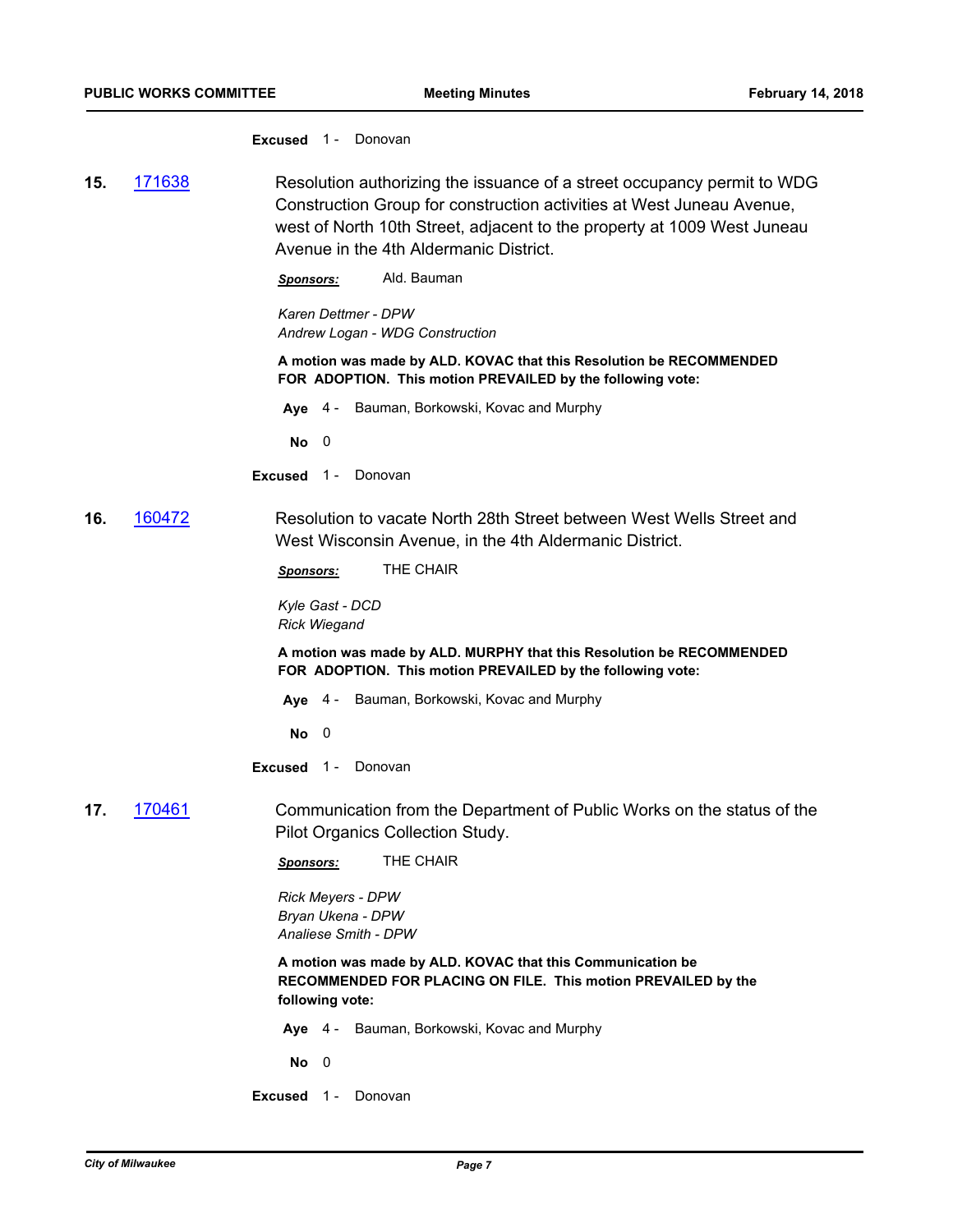**Excused** 1 - Donovan

**15.** [171638](171638) Resolution authorizing the issuance of a street occupancy permit to WDG Construction Group for construction activities at West Juneau Avenue, west of North 10th Street, adjacent to the property at 1009 West Juneau Avenue in the 4th Aldermanic District.

***Sponsors:*** Ald. Bauman

*Karen Dettmer - DPW*
*Andrew Logan - WDG Construction*

**A motion was made by ALD. KOVAC that this Resolution be RECOMMENDED FOR ADOPTION. This motion PREVAILED by the following vote:**

**Aye** 4 - Bauman, Borkowski, Kovac and Murphy

**No** 0

**Excused** 1 - Donovan

**16.** [160472](160472) Resolution to vacate North 28th Street between West Wells Street and West Wisconsin Avenue, in the 4th Aldermanic District.

***Sponsors:*** THE CHAIR

*Kyle Gast - DCD*
*Rick Wiegand*

**A motion was made by ALD. MURPHY that this Resolution be RECOMMENDED FOR ADOPTION. This motion PREVAILED by the following vote:**

**Aye** 4 - Bauman, Borkowski, Kovac and Murphy

**No** 0

**Excused** 1 - Donovan

**17.** [170461](170461) Communication from the Department of Public Works on the status of the Pilot Organics Collection Study.

***Sponsors:*** THE CHAIR

*Rick Meyers - DPW*
*Bryan Ukena - DPW*
*Analiese Smith - DPW*

**A motion was made by ALD. KOVAC that this Communication be RECOMMENDED FOR PLACING ON FILE. This motion PREVAILED by the following vote:**

**Aye** 4 - Bauman, Borkowski, Kovac and Murphy

**No** 0

**Excused** 1 - Donovan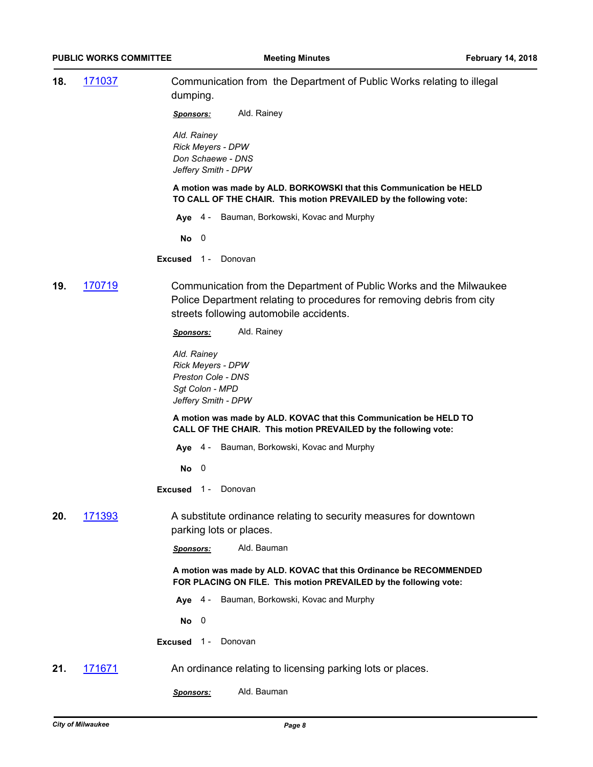**18.** 171037 Communication from the Department of Public Works relating to illegal dumping.

***Sponsors:*** Ald. Rainey

*Ald. Rainey*
*Rick Meyers - DPW*
*Don Schaewe - DNS*
*Jeffery Smith - DPW*

**A motion was made by ALD. BORKOWSKI that this Communication be HELD TO CALL OF THE CHAIR. This motion PREVAILED by the following vote:**

**Aye** 4 - Bauman, Borkowski, Kovac and Murphy

**No** 0

**Excused** 1 - Donovan

**19.** 170719 Communication from the Department of Public Works and the Milwaukee Police Department relating to procedures for removing debris from city streets following automobile accidents.

***Sponsors:*** Ald. Rainey

*Ald. Rainey*
*Rick Meyers - DPW*
*Preston Cole - DNS*
*Sgt Colon - MPD*
*Jeffery Smith - DPW*

**A motion was made by ALD. KOVAC that this Communication be HELD TO CALL OF THE CHAIR. This motion PREVAILED by the following vote:**

**Aye** 4 - Bauman, Borkowski, Kovac and Murphy

**No** 0

**Excused** 1 - Donovan

**20.** 171393 A substitute ordinance relating to security measures for downtown parking lots or places.

***Sponsors:*** Ald. Bauman

**A motion was made by ALD. KOVAC that this Ordinance be RECOMMENDED FOR PLACING ON FILE. This motion PREVAILED by the following vote:**

**Aye** 4 - Bauman, Borkowski, Kovac and Murphy

**No** 0

**Excused** 1 - Donovan

**21.** 171671 An ordinance relating to licensing parking lots or places.

***Sponsors:*** Ald. Bauman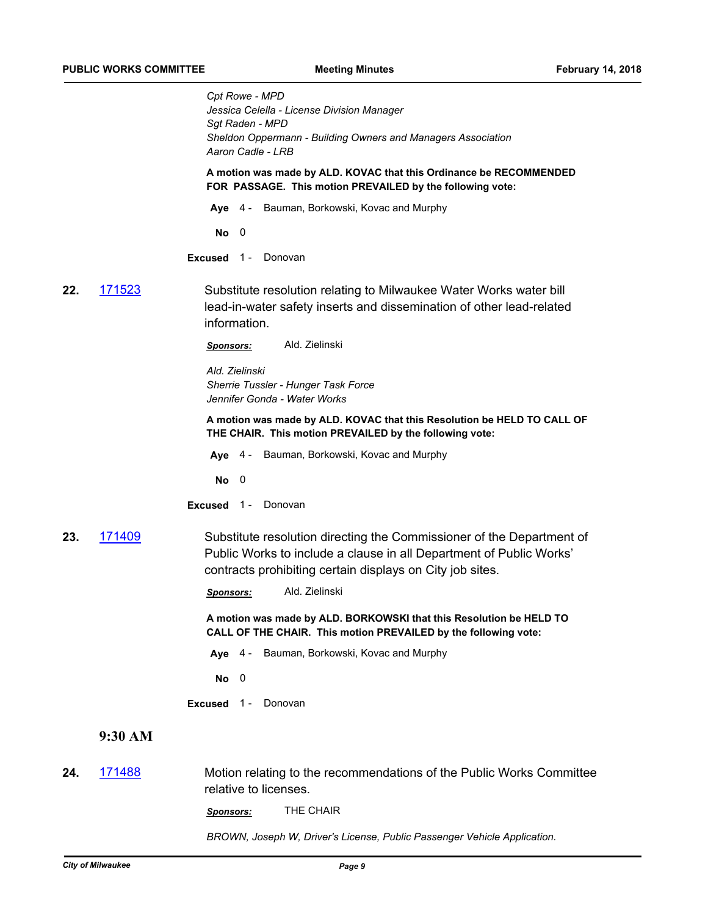*Cpt Rowe - MPD*
*Jessica Celella - License Division Manager*
*Sgt Raden - MPD*
*Sheldon Oppermann - Building Owners and Managers Association*
*Aaron Cadle - LRB*

**A motion was made by ALD. KOVAC that this Ordinance be RECOMMENDED FOR PASSAGE. This motion PREVAILED by the following vote:**

**Aye** 4 - Bauman, Borkowski, Kovac and Murphy

**No** 0

**Excused** 1 - Donovan

**22.** 171523 Substitute resolution relating to Milwaukee Water Works water bill lead-in-water safety inserts and dissemination of other lead-related information.

***Sponsors:*** Ald. Zielinski

*Ald. Zielinski*
*Sherrie Tussler - Hunger Task Force*
*Jennifer Gonda - Water Works*

**A motion was made by ALD. KOVAC that this Resolution be HELD TO CALL OF THE CHAIR. This motion PREVAILED by the following vote:**

**Aye** 4 - Bauman, Borkowski, Kovac and Murphy

**No** 0

**Excused** 1 - Donovan

**23.** 171409 Substitute resolution directing the Commissioner of the Department of Public Works to include a clause in all Department of Public Works' contracts prohibiting certain displays on City job sites.

***Sponsors:*** Ald. Zielinski

**A motion was made by ALD. BORKOWSKI that this Resolution be HELD TO CALL OF THE CHAIR. This motion PREVAILED by the following vote:**

**Aye** 4 - Bauman, Borkowski, Kovac and Murphy

**No** 0

**Excused** 1 - Donovan

## 9:30 AM

**24.** 171488 Motion relating to the recommendations of the Public Works Committee relative to licenses.

***Sponsors:*** THE CHAIR

*BROWN, Joseph W, Driver's License, Public Passenger Vehicle Application.*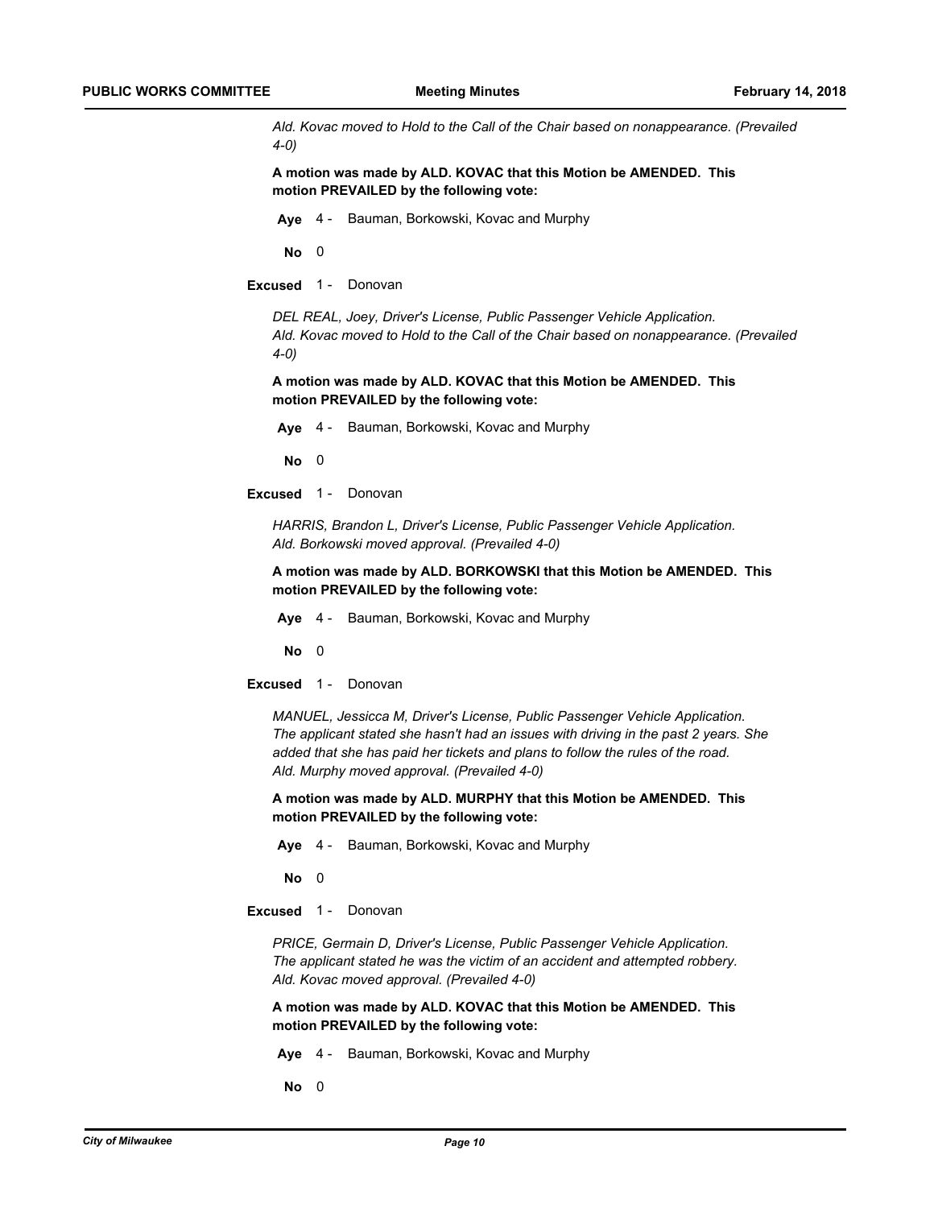*Ald. Kovac moved to Hold to the Call of the Chair based on nonappearance. (Prevailed 4-0)*

**A motion was made by ALD. KOVAC that this Motion be AMENDED. This motion PREVAILED by the following vote:**

**Aye** 4 - Bauman, Borkowski, Kovac and Murphy

**No** 0

**Excused** 1 - Donovan

*DEL REAL, Joey, Driver's License, Public Passenger Vehicle Application.*
*Ald. Kovac moved to Hold to the Call of the Chair based on nonappearance. (Prevailed 4-0)*

**A motion was made by ALD. KOVAC that this Motion be AMENDED. This motion PREVAILED by the following vote:**

**Aye** 4 - Bauman, Borkowski, Kovac and Murphy

**No** 0

**Excused** 1 - Donovan

*HARRIS, Brandon L, Driver's License, Public Passenger Vehicle Application.*
*Ald. Borkowski moved approval. (Prevailed 4-0)*

**A motion was made by ALD. BORKOWSKI that this Motion be AMENDED. This motion PREVAILED by the following vote:**

**Aye** 4 - Bauman, Borkowski, Kovac and Murphy

**No** 0

**Excused** 1 - Donovan

*MANUEL, Jessicca M, Driver's License, Public Passenger Vehicle Application.*
*The applicant stated she hasn't had an issues with driving in the past 2 years. She added that she has paid her tickets and plans to follow the rules of the road.*
*Ald. Murphy moved approval. (Prevailed 4-0)*

**A motion was made by ALD. MURPHY that this Motion be AMENDED. This motion PREVAILED by the following vote:**

**Aye** 4 - Bauman, Borkowski, Kovac and Murphy

**No** 0

**Excused** 1 - Donovan

*PRICE, Germain D, Driver's License, Public Passenger Vehicle Application.*
*The applicant stated he was the victim of an accident and attempted robbery.*
*Ald. Kovac moved approval. (Prevailed 4-0)*

**A motion was made by ALD. KOVAC that this Motion be AMENDED. This motion PREVAILED by the following vote:**

**Aye** 4 - Bauman, Borkowski, Kovac and Murphy

**No** 0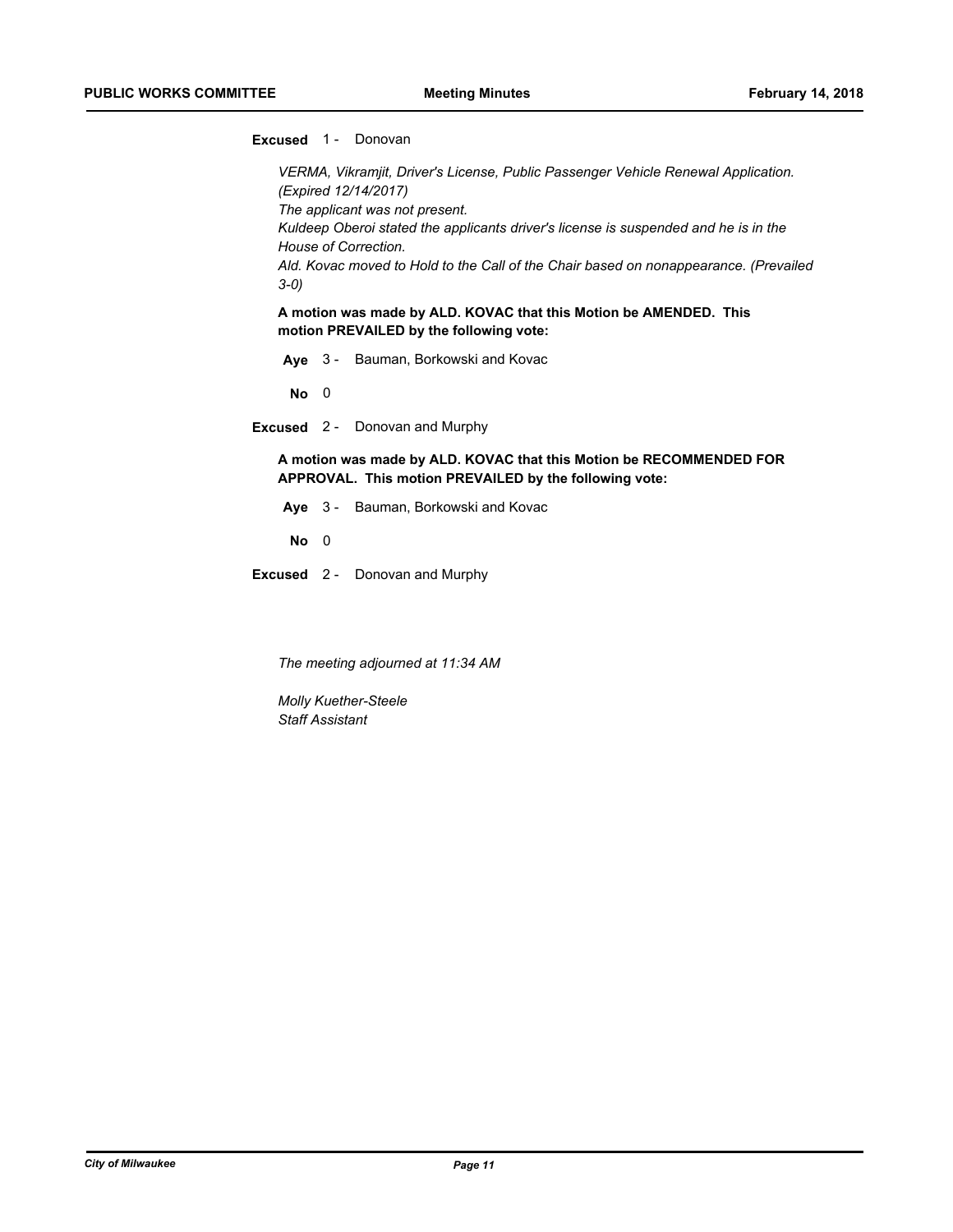**Excused** 1 - Donovan

*VERMA, Vikramjit, Driver's License, Public Passenger Vehicle Renewal Application. (Expired 12/14/2017)*
*The applicant was not present.*
*Kuldeep Oberoi stated the applicants driver's license is suspended and he is in the House of Correction.*
*Ald. Kovac moved to Hold to the Call of the Chair based on nonappearance. (Prevailed 3-0)*

**A motion was made by ALD. KOVAC that this Motion be AMENDED. This motion PREVAILED by the following vote:**

**Aye** 3 - Bauman, Borkowski and Kovac

**No** 0

**Excused** 2 - Donovan and Murphy

**A motion was made by ALD. KOVAC that this Motion be RECOMMENDED FOR APPROVAL. This motion PREVAILED by the following vote:**

**Aye** 3 - Bauman, Borkowski and Kovac

**No** 0

**Excused** 2 - Donovan and Murphy

*The meeting adjourned at 11:34 AM*

*Molly Kuether-Steele*
*Staff Assistant*